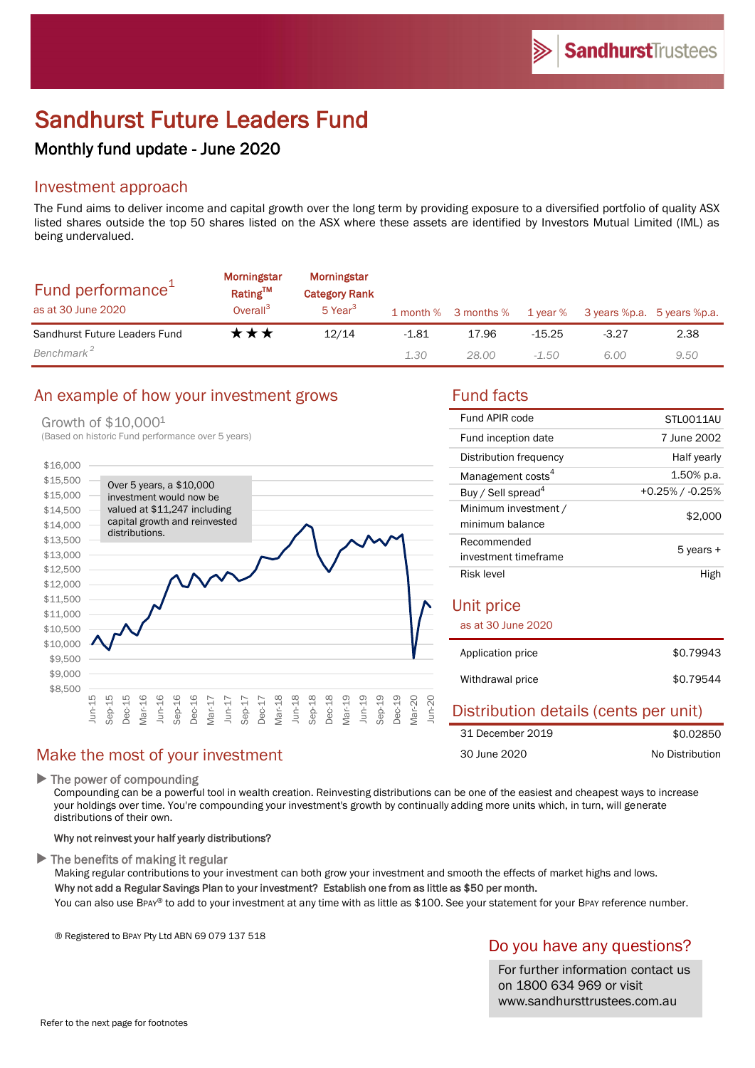# Sandhurst Future Leaders Fund

## Monthly fund update - June 2020

## Investment approach

The Fund aims to deliver income and capital growth over the long term by providing exposure to a diversified portfolio of quality ASX listed shares outside the top 50 shares listed on the ASX where these assets are identified by Investors Mutual Limited (IML) as being undervalued.

| Fund performance[1] as at 30 June 2020 | Morningstar Rating™ Overall[3] | Morningstar Category Rank 5 Year[3] | 1 month % | 3 months % | 1 year % | 3 years %p.a. | 5 years %p.a. |
|---|---|---|---|---|---|---|---|
| Sandhurst Future Leaders Fund | ★★★ | 12/14 | -1.81 | 17.96 | -15.25 | -3.27 | 2.38 |
| *Benchmark[2]* | | | *1.30* | *28.00* | *-1.50* | *6.00* | *9.50* |

## An example of how your investment grows

Growth of $10,000[1]
(Based on historic Fund performance over 5 years)

Over 5 years, a $10,000 investment would now be valued at $11,247 including capital growth and reinvested distributions.

## Fund facts

| | |
|---|---|
| Fund APIR code | STL0011AU |
| Fund inception date | 7 June 2002 |
| Distribution frequency | Half yearly |
| Management costs[4] | 1.50% p.a. |
| Buy / Sell spread[4] | +0.25% / -0.25% |
| Minimum investment / minimum balance | $2,000 |
| Recommended investment timeframe | 5 years + |
| Risk level | High |

## Unit price

as at 30 June 2020

| | |
|---|---|
| Application price | $0.79943 |
| Withdrawal price | $0.79544 |

## Distribution details (cents per unit)

| | |
|---|---|
| 31 December 2019 | $0.02850 |
| 30 June 2020 | No Distribution |

## Make the most of your investment

▶ **The power of compounding**

Compounding can be a powerful tool in wealth creation. Reinvesting distributions can be one of the easiest and cheapest ways to increase your holdings over time. You're compounding your investment's growth by continually adding more units which, in turn, will generate distributions of their own.

**Why not reinvest your half yearly distributions?**

▶ **The benefits of making it regular**

Making regular contributions to your investment can both grow your investment and smooth the effects of market highs and lows.

**Why not add a Regular Savings Plan to your investment? Establish one from as little as $50 per month.**

You can also use BPAY® to add to your investment at any time with as little as $100. See your statement for your BPAY reference number.

® Registered to BPAY Pty Ltd ABN 69 079 137 518

## Do you have any questions?

For further information contact us on 1800 634 969 or visit www.sandhursttrustees.com.au

Refer to the next page for footnotes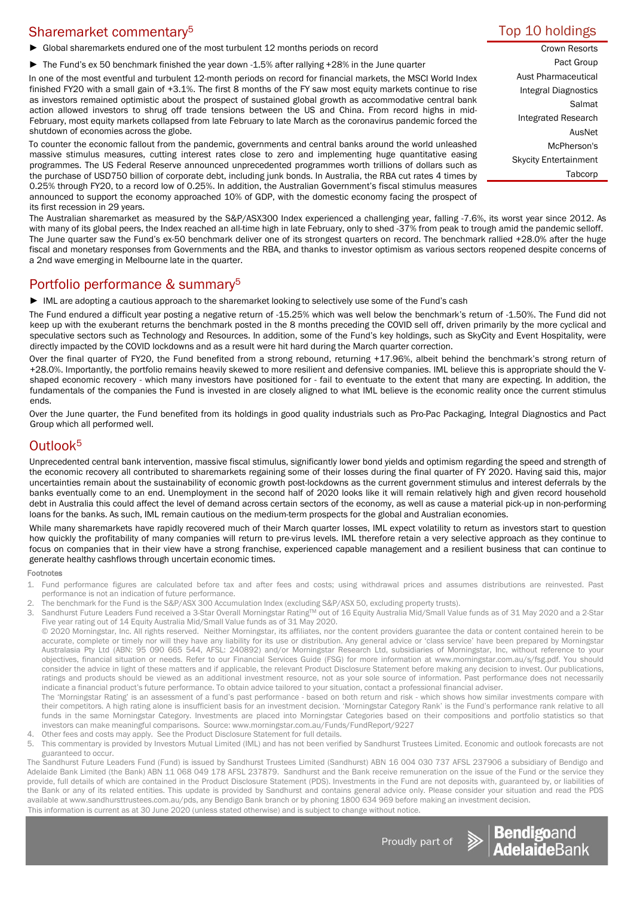## Sharemarket commentary[5]

► Global sharemarkets endured one of the most turbulent 12 months periods on record

► The Fund's ex 50 benchmark finished the year down -1.5% after rallying +28% in the June quarter

In one of the most eventful and turbulent 12-month periods on record for financial markets, the MSCI World Index finished FY20 with a small gain of +3.1%. The first 8 months of the FY saw most equity markets continue to rise as investors remained optimistic about the prospect of sustained global growth as accommodative central bank action allowed investors to shrug off trade tensions between the US and China. From record highs in mid-February, most equity markets collapsed from late February to late March as the coronavirus pandemic forced the shutdown of economies across the globe.

To counter the economic fallout from the pandemic, governments and central banks around the world unleashed massive stimulus measures, cutting interest rates close to zero and implementing huge quantitative easing programmes. The US Federal Reserve announced unprecedented programmes worth trillions of dollars such as the purchase of USD750 billion of corporate debt, including junk bonds. In Australia, the RBA cut rates 4 times by 0.25% through FY20, to a record low of 0.25%. In addition, the Australian Government's fiscal stimulus measures announced to support the economy approached 10% of GDP, with the domestic economy facing the prospect of its first recession in 29 years.

## Top 10 holdings

- Crown Resorts
- Pact Group
- Aust Pharmaceutical
- Integral Diagnostics
- Salmat
- Integrated Research
- AusNet
- McPherson's
- Skycity Entertainment
- Tabcorp

The Australian sharemarket as measured by the S&P/ASX300 Index experienced a challenging year, falling -7.6%, its worst year since 2012. As with many of its global peers, the Index reached an all-time high in late February, only to shed -37% from peak to trough amid the pandemic selloff. The June quarter saw the Fund's ex-50 benchmark deliver one of its strongest quarters on record. The benchmark rallied +28.0% after the huge fiscal and monetary responses from Governments and the RBA, and thanks to investor optimism as various sectors reopened despite concerns of a 2nd wave emerging in Melbourne late in the quarter.

## Portfolio performance & summary[5]

► IML are adopting a cautious approach to the sharemarket looking to selectively use some of the Fund's cash

The Fund endured a difficult year posting a negative return of -15.25% which was well below the benchmark's return of -1.50%. The Fund did not keep up with the exuberant returns the benchmark posted in the 8 months preceding the COVID sell off, driven primarily by the more cyclical and speculative sectors such as Technology and Resources. In addition, some of the Fund's key holdings, such as SkyCity and Event Hospitality, were directly impacted by the COVID lockdowns and as a result were hit hard during the March quarter correction.

Over the final quarter of FY20, the Fund benefited from a strong rebound, returning +17.96%, albeit behind the benchmark's strong return of +28.0%. Importantly, the portfolio remains heavily skewed to more resilient and defensive companies. IML believe this is appropriate should the V-shaped economic recovery - which many investors have positioned for - fail to eventuate to the extent that many are expecting. In addition, the fundamentals of the companies the Fund is invested in are closely aligned to what IML believe is the economic reality once the current stimulus ends.

Over the June quarter, the Fund benefited from its holdings in good quality industrials such as Pro-Pac Packaging, Integral Diagnostics and Pact Group which all performed well.

## Outlook[5]

Unprecedented central bank intervention, massive fiscal stimulus, significantly lower bond yields and optimism regarding the speed and strength of the economic recovery all contributed to sharemarkets regaining some of their losses during the final quarter of FY 2020. Having said this, major uncertainties remain about the sustainability of economic growth post-lockdowns as the current government stimulus and interest deferrals by the banks eventually come to an end. Unemployment in the second half of 2020 looks like it will remain relatively high and given record household debt in Australia this could affect the level of demand across certain sectors of the economy, as well as cause a material pick-up in non-performing loans for the banks. As such, IML remain cautious on the medium-term prospects for the global and Australian economies.

While many sharemarkets have rapidly recovered much of their March quarter losses, IML expect volatility to return as investors start to question how quickly the profitability of many companies will return to pre-virus levels. IML therefore retain a very selective approach as they continue to focus on companies that in their view have a strong franchise, experienced capable management and a resilient business that can continue to generate healthy cashflows through uncertain economic times.

### Footnotes

1. Fund performance figures are calculated before tax and after fees and costs; using withdrawal prices and assumes distributions are reinvested. Past performance is not an indication of future performance.
2. The benchmark for the Fund is the S&P/ASX 300 Accumulation Index (excluding S&P/ASX 50, excluding property trusts).
3. Sandhurst Future Leaders Fund received a 3-Star Overall Morningstar Rating™ out of 16 Equity Australia Mid/Small Value funds as of 31 May 2020 and a 2-Star Five year rating out of 14 Equity Australia Mid/Small Value funds as of 31 May 2020.
   © 2020 Morningstar, Inc. All rights reserved. Neither Morningstar, its affiliates, nor the content providers guarantee the data or content contained herein to be accurate, complete or timely nor will they have any liability for its use or distribution. Any general advice or 'class service' have been prepared by Morningstar Australasia Pty Ltd (ABN: 95 090 665 544, AFSL: 240892) and/or Morningstar Research Ltd, subsidiaries of Morningstar, Inc, without reference to your objectives, financial situation or needs. Refer to our Financial Services Guide (FSG) for more information at www.morningstar.com.au/s/fsg.pdf. You should consider the advice in light of these matters and if applicable, the relevant Product Disclosure Statement before making any decision to invest. Our publications, ratings and products should be viewed as an additional investment resource, not as your sole source of information. Past performance does not necessarily indicate a financial product's future performance. To obtain advice tailored to your situation, contact a professional financial adviser.
   The 'Morningstar Rating' is an assessment of a fund's past performance - based on both return and risk - which shows how similar investments compare with their competitors. A high rating alone is insufficient basis for an investment decision. 'Morningstar Category Rank' is the Fund's performance rank relative to all funds in the same Morningstar Category. Investments are placed into Morningstar Categories based on their compositions and portfolio statistics so that investors can make meaningful comparisons. Source: www.morningstar.com.au/Funds/FundReport/9227
4. Other fees and costs may apply. See the Product Disclosure Statement for full details.
5. This commentary is provided by Investors Mutual Limited (IML) and has not been verified by Sandhurst Trustees Limited. Economic and outlook forecasts are not guaranteed to occur.

The Sandhurst Future Leaders Fund (Fund) is issued by Sandhurst Trustees Limited (Sandhurst) ABN 16 004 030 737 AFSL 237906 a subsidiary of Bendigo and Adelaide Bank Limited (the Bank) ABN 11 068 049 178 AFSL 237879. Sandhurst and the Bank receive remuneration on the issue of the Fund or the service they provide, full details of which are contained in the Product Disclosure Statement (PDS). Investments in the Fund are not deposits with, guaranteed by, or liabilities of the Bank or any of its related entities. This update is provided by Sandhurst and contains general advice only. Please consider your situation and read the PDS available at www.sandhursttrustees.com.au/pds, any Bendigo Bank branch or by phoning 1800 634 969 before making an investment decision.

This information is current as at 30 June 2020 (unless stated otherwise) and is subject to change without notice.

Proudly part of Bendigo and Adelaide Bank